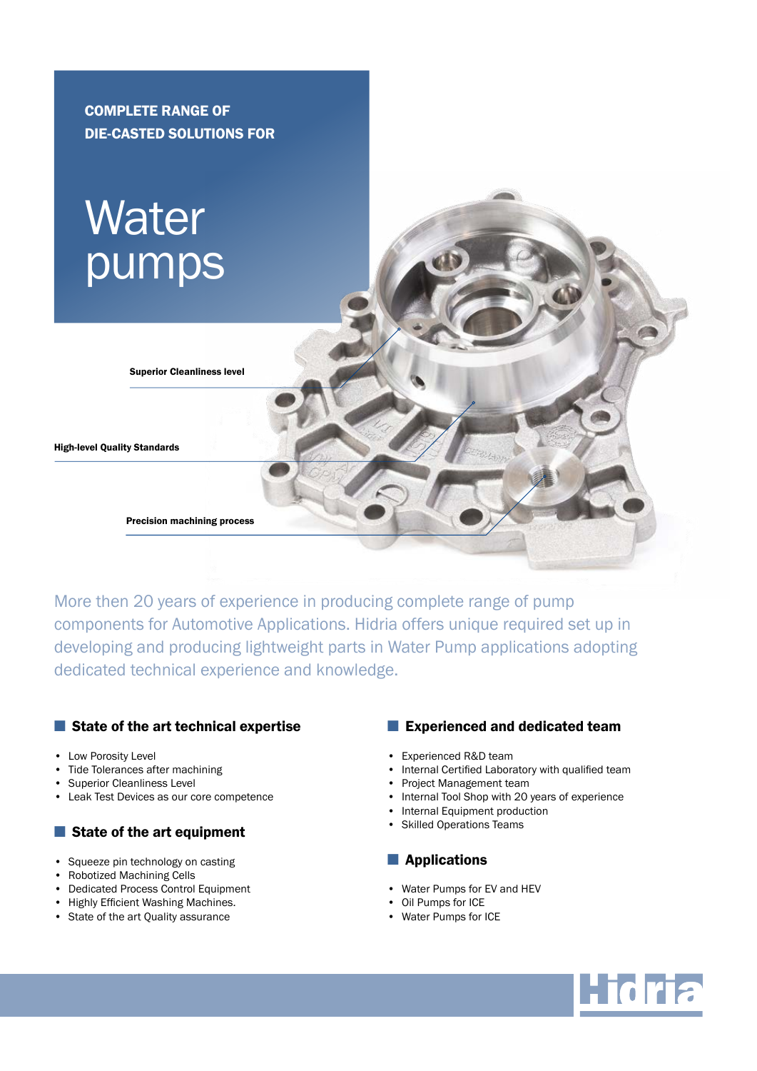COMPLETE RANGE OF
DIE-CASTED SOLUTIONS FOR

# Water pumps

**Superior Cleanliness level**

**High-level Quality Standards**

**Precision machining process**

More then 20 years of experience in producing complete range of pump components for Automotive Applications. Hidria offers unique required set up in developing and producing lightweight parts in Water Pump applications adopting dedicated technical experience and knowledge.

## State of the art technical expertise

- Low Porosity Level
- Tide Tolerances after machining
- Superior Cleanliness Level
- Leak Test Devices as our core competence

## State of the art equipment

- Squeeze pin technology on casting
- Robotized Machining Cells
- Dedicated Process Control Equipment
- Highly Efficient Washing Machines.
- State of the art Quality assurance

## Experienced and dedicated team

- Experienced R&D team
- Internal Certified Laboratory with qualified team
- Project Management team
- Internal Tool Shop with 20 years of experience
- Internal Equipment production
- Skilled Operations Teams

## Applications

- Water Pumps for EV and HEV
- Oil Pumps for ICE
- Water Pumps for ICE

Hidria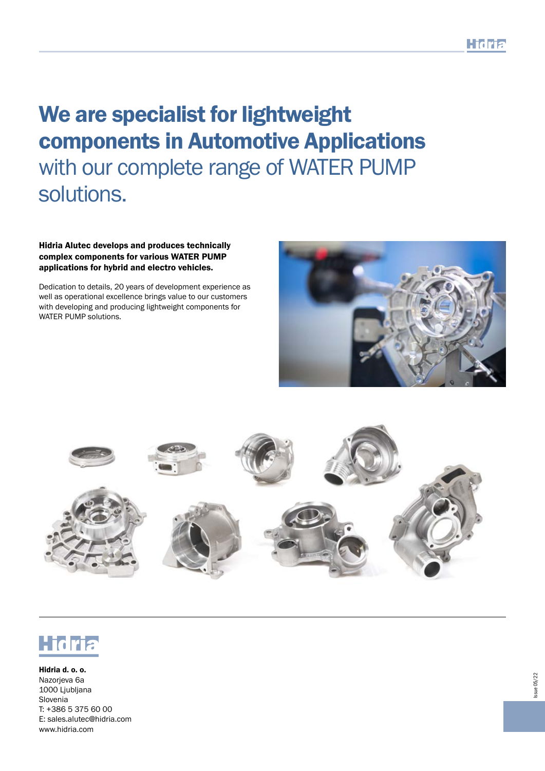# We are specialist for lightweight components in Automotive Applications with our complete range of WATER PUMP solutions.

**Hidria Alutec develops and produces technically complex components for various WATER PUMP applications for hybrid and electro vehicles.**

Dedication to details, 20 years of development experience as well as operational excellence brings value to our customers with developing and producing lightweight components for WATER PUMP solutions.

**Hidria d. o. o.**
Nazorjeva 6a
1000 Ljubljana
Slovenia
T: +386 5 375 60 00
E: sales.alutec@hidria.com
www.hidria.com

Issue 05/22